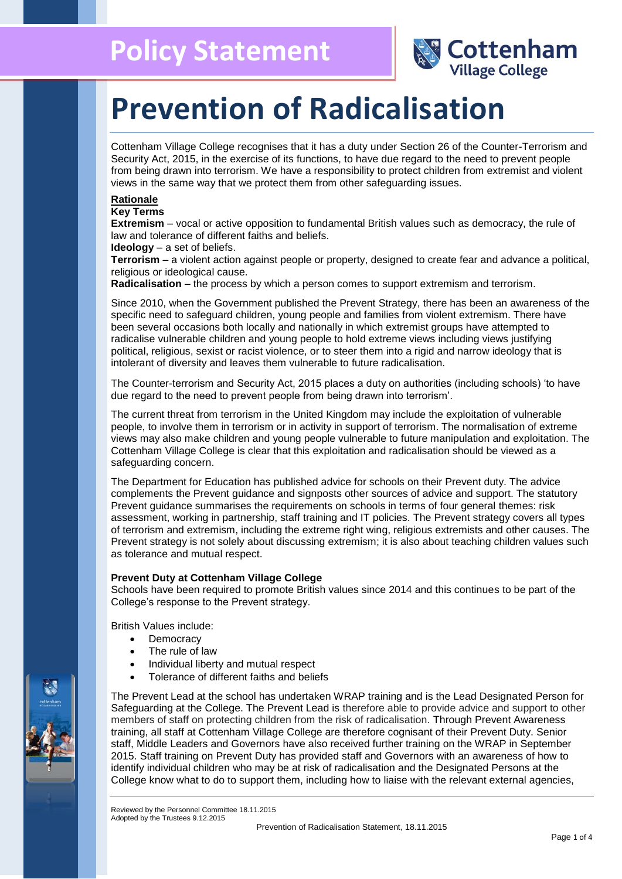Policy Statement

# Prevention of Radicalisation

Cottenham Village College recognises that it has a duty under Section 26 of the Counter-Terrorism and Security Act, 2015, in the exercise of its functions, to have due regard to the need to prevent people from being drawn into terrorism. We have a responsibility to protect children from extremist and violent views in the same way that we protect them from other safeguarding issues.

## Rationale

### Key Terms

**Extremism** – vocal or active opposition to fundamental British values such as democracy, the rule of law and tolerance of different faiths and beliefs.
**Ideology** – a set of beliefs.
**Terrorism** – a violent action against people or property, designed to create fear and advance a political, religious or ideological cause.
**Radicalisation** – the process by which a person comes to support extremism and terrorism.

Since 2010, when the Government published the Prevent Strategy, there has been an awareness of the specific need to safeguard children, young people and families from violent extremism. There have been several occasions both locally and nationally in which extremist groups have attempted to radicalise vulnerable children and young people to hold extreme views including views justifying political, religious, sexist or racist violence, or to steer them into a rigid and narrow ideology that is intolerant of diversity and leaves them vulnerable to future radicalisation.

The Counter-terrorism and Security Act, 2015 places a duty on authorities (including schools) 'to have due regard to the need to prevent people from being drawn into terrorism'.

The current threat from terrorism in the United Kingdom may include the exploitation of vulnerable people, to involve them in terrorism or in activity in support of terrorism. The normalisation of extreme views may also make children and young people vulnerable to future manipulation and exploitation. The Cottenham Village College is clear that this exploitation and radicalisation should be viewed as a safeguarding concern.

The Department for Education has published advice for schools on their Prevent duty. The advice complements the Prevent guidance and signposts other sources of advice and support. The statutory Prevent guidance summarises the requirements on schools in terms of four general themes: risk assessment, working in partnership, staff training and IT policies. The Prevent strategy covers all types of terrorism and extremism, including the extreme right wing, religious extremists and other causes. The Prevent strategy is not solely about discussing extremism; it is also about teaching children values such as tolerance and mutual respect.

### Prevent Duty at Cottenham Village College

Schools have been required to promote British values since 2014 and this continues to be part of the College's response to the Prevent strategy.

British Values include:

- Democracy
- The rule of law
- Individual liberty and mutual respect
- Tolerance of different faiths and beliefs

The Prevent Lead at the school has undertaken WRAP training and is the Lead Designated Person for Safeguarding at the College. The Prevent Lead is therefore able to provide advice and support to other members of staff on protecting children from the risk of radicalisation. Through Prevent Awareness training, all staff at Cottenham Village College are therefore cognisant of their Prevent Duty. Senior staff, Middle Leaders and Governors have also received further training on the WRAP in September 2015. Staff training on Prevent Duty has provided staff and Governors with an awareness of how to identify individual children who may be at risk of radicalisation and the Designated Persons at the College know what to do to support them, including how to liaise with the relevant external agencies,

Reviewed by the Personnel Committee 18.11.2015
Adopted by the Trustees 9.12.2015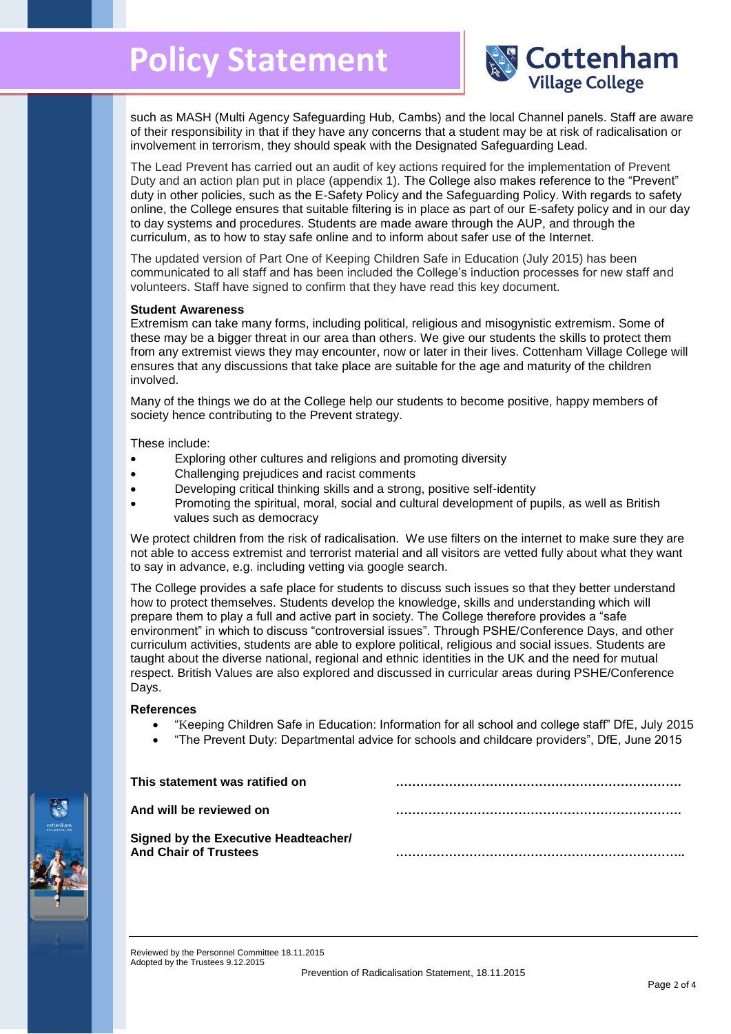such as MASH (Multi Agency Safeguarding Hub, Cambs) and the local Channel panels. Staff are aware of their responsibility in that if they have any concerns that a student may be at risk of radicalisation or involvement in terrorism, they should speak with the Designated Safeguarding Lead.

The Lead Prevent has carried out an audit of key actions required for the implementation of Prevent Duty and an action plan put in place (appendix 1). The College also makes reference to the "Prevent" duty in other policies, such as the E-Safety Policy and the Safeguarding Policy. With regards to safety online, the College ensures that suitable filtering is in place as part of our E-safety policy and in our day to day systems and procedures. Students are made aware through the AUP, and through the curriculum, as to how to stay safe online and to inform about safer use of the Internet.

The updated version of Part One of Keeping Children Safe in Education (July 2015) has been communicated to all staff and has been included the College's induction processes for new staff and volunteers. Staff have signed to confirm that they have read this key document.

**Student Awareness**

Extremism can take many forms, including political, religious and misogynistic extremism. Some of these may be a bigger threat in our area than others. We give our students the skills to protect them from any extremist views they may encounter, now or later in their lives. Cottenham Village College will ensures that any discussions that take place are suitable for the age and maturity of the children involved.

Many of the things we do at the College help our students to become positive, happy members of society hence contributing to the Prevent strategy.

These include:

- Exploring other cultures and religions and promoting diversity
- Challenging prejudices and racist comments
- Developing critical thinking skills and a strong, positive self-identity
- Promoting the spiritual, moral, social and cultural development of pupils, as well as British values such as democracy

We protect children from the risk of radicalisation. We use filters on the internet to make sure they are not able to access extremist and terrorist material and all visitors are vetted fully about what they want to say in advance, e.g. including vetting via google search.

The College provides a safe place for students to discuss such issues so that they better understand how to protect themselves. Students develop the knowledge, skills and understanding which will prepare them to play a full and active part in society. The College therefore provides a "safe environment" in which to discuss "controversial issues". Through PSHE/Conference Days, and other curriculum activities, students are able to explore political, religious and social issues. Students are taught about the diverse national, regional and ethnic identities in the UK and the need for mutual respect. British Values are also explored and discussed in curricular areas during PSHE/Conference Days.

**References**

- "Keeping Children Safe in Education: Information for all school and college staff" DfE, July 2015
- "The Prevent Duty: Departmental advice for schools and childcare providers", DfE, June 2015

**This statement was ratified on** ……………………………………………………………

**And will be reviewed on** ……………………………………………………………

**Signed by the Executive Headteacher/ And Chair of Trustees** ……………………………………………………………..

Reviewed by the Personnel Committee 18.11.2015
Adopted by the Trustees 9.12.2015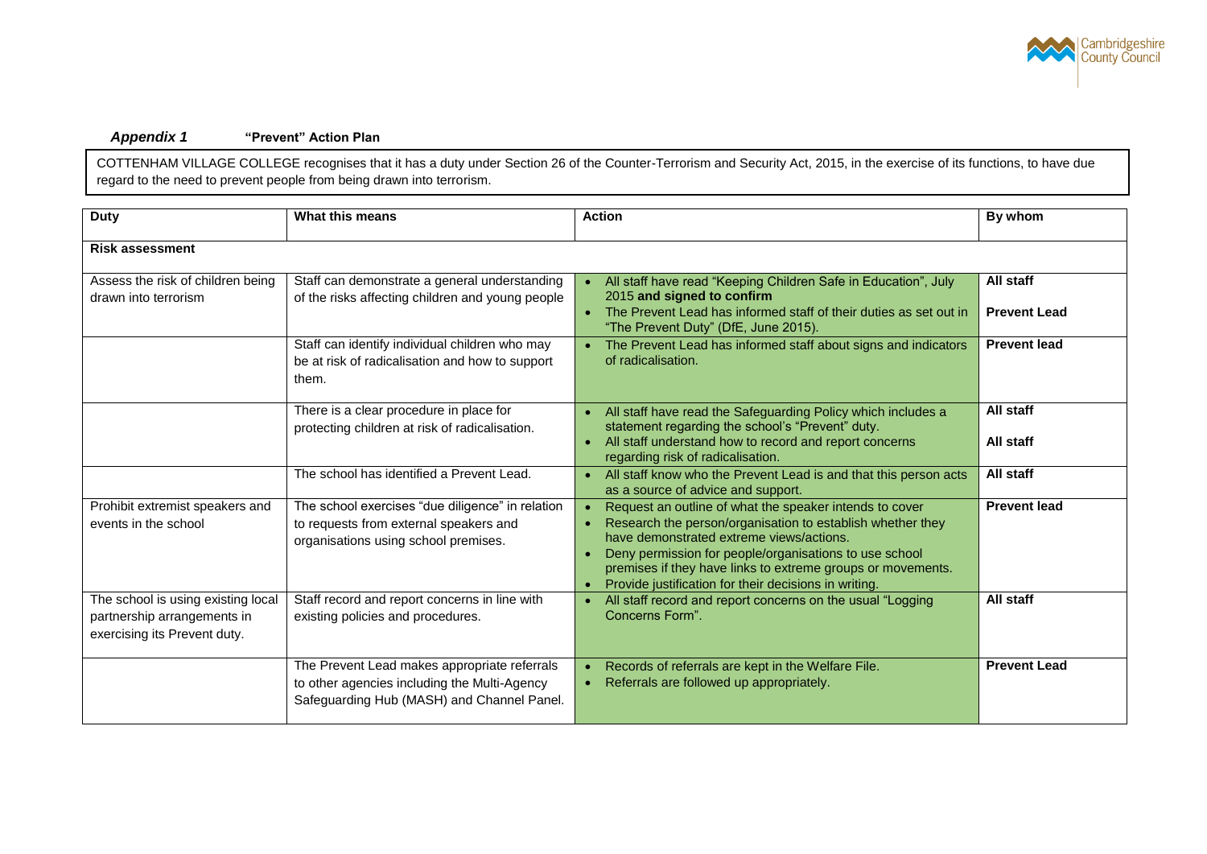***Appendix 1*** **"Prevent" Action Plan**

COTTENHAM VILLAGE COLLEGE recognises that it has a duty under Section 26 of the Counter-Terrorism and Security Act, 2015, in the exercise of its functions, to have due regard to the need to prevent people from being drawn into terrorism.

| **Duty** | **What this means** | **Action** | **By whom** |
|---|---|---|---|
| **Risk assessment** | | | |
| Assess the risk of children being drawn into terrorism | Staff can demonstrate a general understanding of the risks affecting children and young people | • All staff have read "Keeping Children Safe in Education", July 2015 **and signed to confirm**<br>• The Prevent Lead has informed staff of their duties as set out in "The Prevent Duty" (DfE, June 2015). | **All staff**<br>**Prevent Lead** |
| | Staff can identify individual children who may be at risk of radicalisation and how to support them. | • The Prevent Lead has informed staff about signs and indicators of radicalisation. | **Prevent lead** |
| | There is a clear procedure in place for protecting children at risk of radicalisation. | • All staff have read the Safeguarding Policy which includes a statement regarding the school's "Prevent" duty.<br>• All staff understand how to record and report concerns regarding risk of radicalisation. | **All staff**<br>**All staff** |
| | The school has identified a Prevent Lead. | • All staff know who the Prevent Lead is and that this person acts as a source of advice and support. | **All staff** |
| Prohibit extremist speakers and events in the school | The school exercises "due diligence" in relation to requests from external speakers and organisations using school premises. | • Request an outline of what the speaker intends to cover<br>• Research the person/organisation to establish whether they have demonstrated extreme views/actions.<br>• Deny permission for people/organisations to use school premises if they have links to extreme groups or movements.<br>• Provide justification for their decisions in writing. | **Prevent lead** |
| The school is using existing local partnership arrangements in exercising its Prevent duty. | Staff record and report concerns in line with existing policies and procedures. | • All staff record and report concerns on the usual "Logging Concerns Form". | **All staff** |
| | The Prevent Lead makes appropriate referrals to other agencies including the Multi-Agency Safeguarding Hub (MASH) and Channel Panel. | • Records of referrals are kept in the Welfare File.<br>• Referrals are followed up appropriately. | **Prevent Lead** |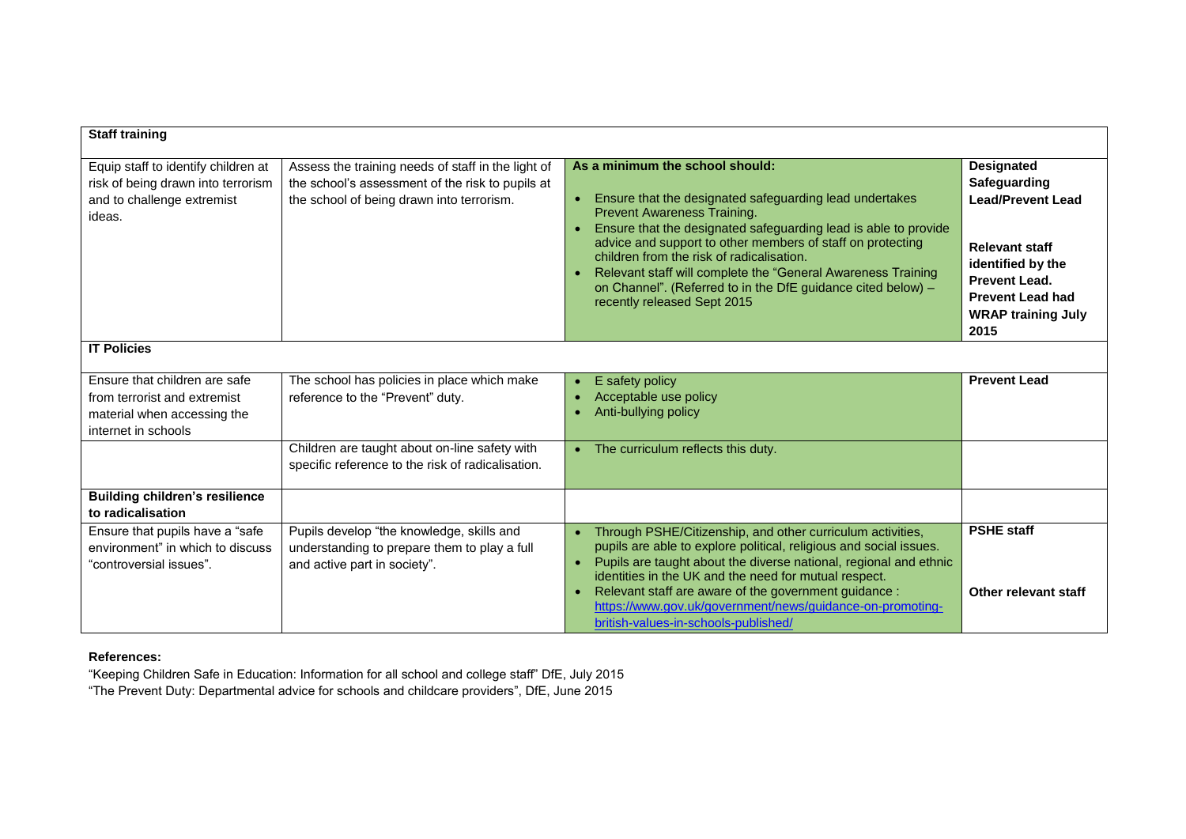| | | | |
|---|---|---|---|
| **Staff training** | | | |
| Equip staff to identify children at risk of being drawn into terrorism and to challenge extremist ideas. | Assess the training needs of staff in the light of the school's assessment of the risk to pupils at the school of being drawn into terrorism. | **As a minimum the school should:**<br>• Ensure that the designated safeguarding lead undertakes Prevent Awareness Training.<br>• Ensure that the designated safeguarding lead is able to provide advice and support to other members of staff on protecting children from the risk of radicalisation.<br>• Relevant staff will complete the "General Awareness Training on Channel". (Referred to in the DfE guidance cited below) – recently released Sept 2015 | **Designated Safeguarding Lead/Prevent Lead**<br><br>**Relevant staff identified by the Prevent Lead. Prevent Lead had WRAP training July 2015** |
| **IT Policies** | | | |
| Ensure that children are safe from terrorist and extremist material when accessing the internet in schools | The school has policies in place which make reference to the "Prevent" duty. | • E safety policy<br>• Acceptable use policy<br>• Anti-bullying policy | **Prevent Lead** |
| | Children are taught about on-line safety with specific reference to the risk of radicalisation. | • The curriculum reflects this duty. | |
| **Building children's resilience to radicalisation** | | | |
| Ensure that pupils have a "safe environment" in which to discuss "controversial issues". | Pupils develop "the knowledge, skills and understanding to prepare them to play a full and active part in society". | • Through PSHE/Citizenship, and other curriculum activities, pupils are able to explore political, religious and social issues.<br>• Pupils are taught about the diverse national, regional and ethnic identities in the UK and the need for mutual respect.<br>• Relevant staff are aware of the government guidance : https://www.gov.uk/government/news/guidance-on-promoting-british-values-in-schools-published/ | **PSHE staff**<br><br>**Other relevant staff** |

**References:**

"Keeping Children Safe in Education: Information for all school and college staff" DfE, July 2015

"The Prevent Duty: Departmental advice for schools and childcare providers", DfE, June 2015